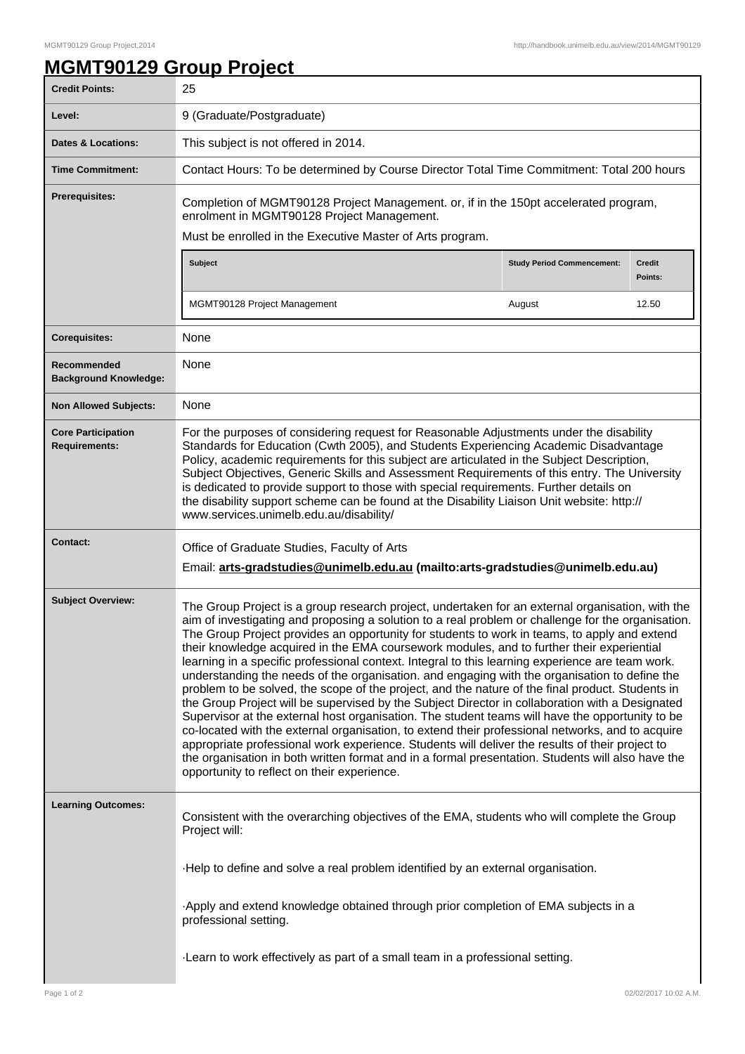# MGMT90129 Group Project

| | |
|---|---|
| **Credit Points:** | 25 |
| **Level:** | 9 (Graduate/Postgraduate) |
| **Dates & Locations:** | This subject is not offered in 2014. |
| **Time Commitment:** | Contact Hours: To be determined by Course Director Total Time Commitment: Total 200 hours |
| **Prerequisites:** | Completion of MGMT90128 Project Management. or, if in the 150pt accelerated program, enrolment in MGMT90128 Project Management.<br>Must be enrolled in the Executive Master of Arts program.<br><br>**Subject** / **Study Period Commencement:** / **Credit Points:**<br>MGMT90128 Project Management / August / 12.50 |
| **Corequisites:** | None |
| **Recommended Background Knowledge:** | None |
| **Non Allowed Subjects:** | None |
| **Core Participation Requirements:** | For the purposes of considering request for Reasonable Adjustments under the disability Standards for Education (Cwth 2005), and Students Experiencing Academic Disadvantage Policy, academic requirements for this subject are articulated in the Subject Description, Subject Objectives, Generic Skills and Assessment Requirements of this entry. The University is dedicated to provide support to those with special requirements. Further details on the disability support scheme can be found at the Disability Liaison Unit website: http://www.services.unimelb.edu.au/disability/ |
| **Contact:** | Office of Graduate Studies, Faculty of Arts<br>Email: **arts-gradstudies@unimelb.edu.au (mailto:arts-gradstudies@unimelb.edu.au)** |
| **Subject Overview:** | The Group Project is a group research project, undertaken for an external organisation, with the aim of investigating and proposing a solution to a real problem or challenge for the organisation. The Group Project provides an opportunity for students to work in teams, to apply and extend their knowledge acquired in the EMA coursework modules, and to further their experiential learning in a specific professional context. Integral to this learning experience are team work. understanding the needs of the organisation. and engaging with the organisation to define the problem to be solved, the scope of the project, and the nature of the final product. Students in the Group Project will be supervised by the Subject Director in collaboration with a Designated Supervisor at the external host organisation. The student teams will have the opportunity to be co-located with the external organisation, to extend their professional networks, and to acquire appropriate professional work experience. Students will deliver the results of their project to the organisation in both written format and in a formal presentation. Students will also have the opportunity to reflect on their experience. |
| **Learning Outcomes:** | Consistent with the overarching objectives of the EMA, students who will complete the Group Project will:<br><br>·Help to define and solve a real problem identified by an external organisation.<br><br>·Apply and extend knowledge obtained through prior completion of EMA subjects in a professional setting.<br><br>·Learn to work effectively as part of a small team in a professional setting. |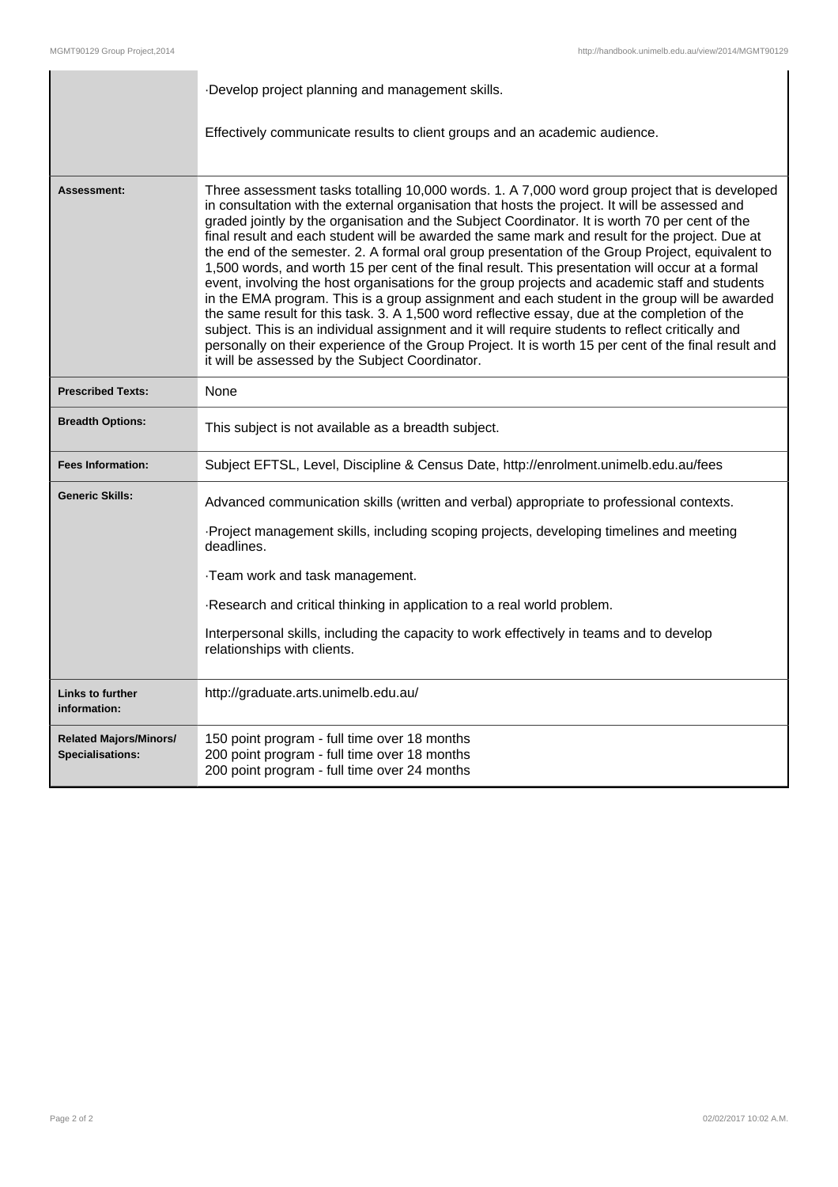| | |
|---|---|
| | ·Develop project planning and management skills.<br><br>Effectively communicate results to client groups and an academic audience. |
| **Assessment:** | Three assessment tasks totalling 10,000 words. 1. A 7,000 word group project that is developed in consultation with the external organisation that hosts the project. It will be assessed and graded jointly by the organisation and the Subject Coordinator. It is worth 70 per cent of the final result and each student will be awarded the same mark and result for the project. Due at the end of the semester. 2. A formal oral group presentation of the Group Project, equivalent to 1,500 words, and worth 15 per cent of the final result. This presentation will occur at a formal event, involving the host organisations for the group projects and academic staff and students in the EMA program. This is a group assignment and each student in the group will be awarded the same result for this task. 3. A 1,500 word reflective essay, due at the completion of the subject. This is an individual assignment and it will require students to reflect critically and personally on their experience of the Group Project. It is worth 15 per cent of the final result and it will be assessed by the Subject Coordinator. |
| **Prescribed Texts:** | None |
| **Breadth Options:** | This subject is not available as a breadth subject. |
| **Fees Information:** | Subject EFTSL, Level, Discipline & Census Date, http://enrolment.unimelb.edu.au/fees |
| **Generic Skills:** | Advanced communication skills (written and verbal) appropriate to professional contexts.<br><br>·Project management skills, including scoping projects, developing timelines and meeting deadlines.<br><br>·Team work and task management.<br><br>·Research and critical thinking in application to a real world problem.<br><br>Interpersonal skills, including the capacity to work effectively in teams and to develop relationships with clients. |
| **Links to further information:** | http://graduate.arts.unimelb.edu.au/ |
| **Related Majors/Minors/ Specialisations:** | 150 point program - full time over 18 months<br>200 point program - full time over 18 months<br>200 point program - full time over 24 months |